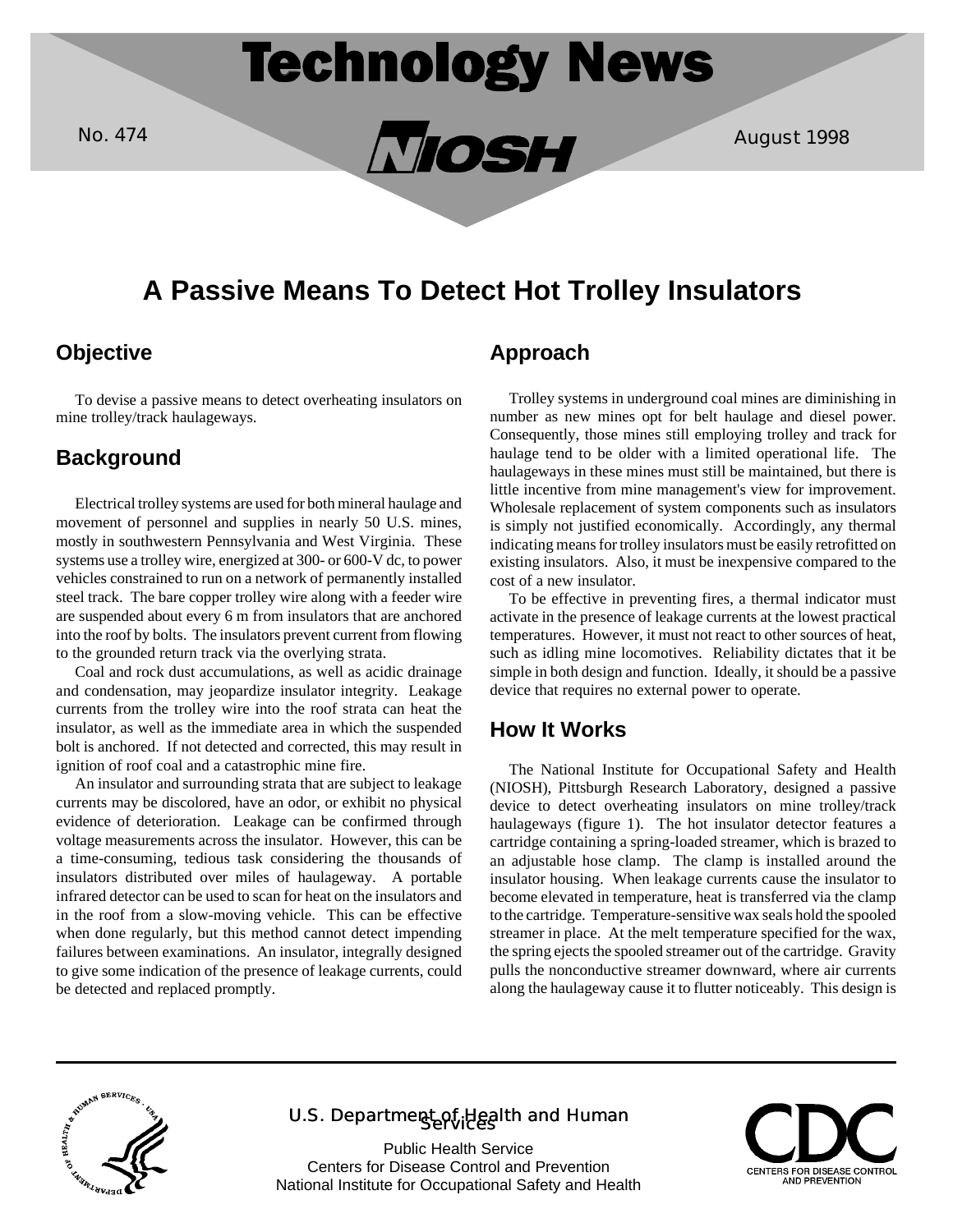# Technology News

No. 474

NIOSH

August 1998

## A Passive Means To Detect Hot Trolley Insulators

### Objective

To devise a passive means to detect overheating insulators on mine trolley/track haulageways.

### Background

Electrical trolley systems are used for both mineral haulage and movement of personnel and supplies in nearly 50 U.S. mines, mostly in southwestern Pennsylvania and West Virginia. These systems use a trolley wire, energized at 300- or 600-V dc, to power vehicles constrained to run on a network of permanently installed steel track. The bare copper trolley wire along with a feeder wire are suspended about every 6 m from insulators that are anchored into the roof by bolts. The insulators prevent current from flowing to the grounded return track via the overlying strata.

Coal and rock dust accumulations, as well as acidic drainage and condensation, may jeopardize insulator integrity. Leakage currents from the trolley wire into the roof strata can heat the insulator, as well as the immediate area in which the suspended bolt is anchored. If not detected and corrected, this may result in ignition of roof coal and a catastrophic mine fire.

An insulator and surrounding strata that are subject to leakage currents may be discolored, have an odor, or exhibit no physical evidence of deterioration. Leakage can be confirmed through voltage measurements across the insulator. However, this can be a time-consuming, tedious task considering the thousands of insulators distributed over miles of haulageway. A portable infrared detector can be used to scan for heat on the insulators and in the roof from a slow-moving vehicle. This can be effective when done regularly, but this method cannot detect impending failures between examinations. An insulator, integrally designed to give some indication of the presence of leakage currents, could be detected and replaced promptly.

### Approach

Trolley systems in underground coal mines are diminishing in number as new mines opt for belt haulage and diesel power. Consequently, those mines still employing trolley and track for haulage tend to be older with a limited operational life. The haulageways in these mines must still be maintained, but there is little incentive from mine management's view for improvement. Wholesale replacement of system components such as insulators is simply not justified economically. Accordingly, any thermal indicating means for trolley insulators must be easily retrofitted on existing insulators. Also, it must be inexpensive compared to the cost of a new insulator.

To be effective in preventing fires, a thermal indicator must activate in the presence of leakage currents at the lowest practical temperatures. However, it must not react to other sources of heat, such as idling mine locomotives. Reliability dictates that it be simple in both design and function. Ideally, it should be a passive device that requires no external power to operate.

### How It Works

The National Institute for Occupational Safety and Health (NIOSH), Pittsburgh Research Laboratory, designed a passive device to detect overheating insulators on mine trolley/track haulageways (figure 1). The hot insulator detector features a cartridge containing a spring-loaded streamer, which is brazed to an adjustable hose clamp. The clamp is installed around the insulator housing. When leakage currents cause the insulator to become elevated in temperature, heat is transferred via the clamp to the cartridge. Temperature-sensitive wax seals hold the spooled streamer in place. At the melt temperature specified for the wax, the spring ejects the spooled streamer out of the cartridge. Gravity pulls the nonconductive streamer downward, where air currents along the haulageway cause it to flutter noticeably. This design is

U.S. Department of Health and Human Services

Public Health Service
Centers for Disease Control and Prevention
National Institute for Occupational Safety and Health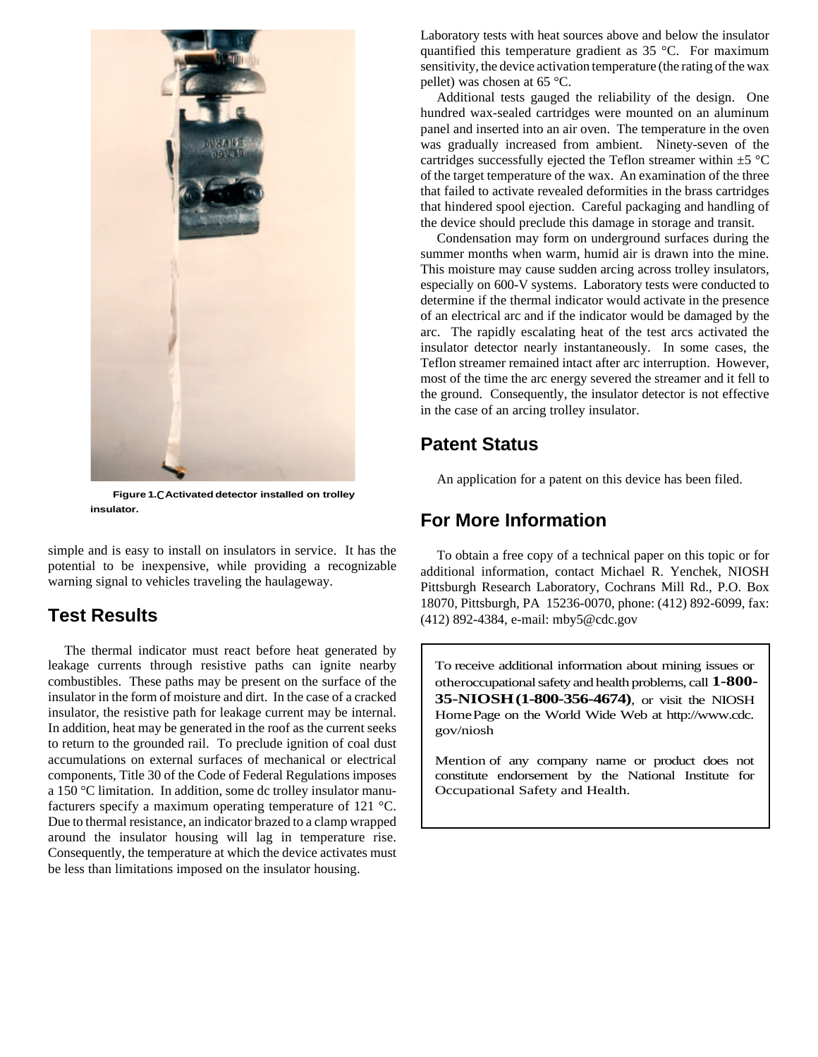Figure 1.—Activated detector installed on trolley insulator.

simple and is easy to install on insulators in service. It has the potential to be inexpensive, while providing a recognizable warning signal to vehicles traveling the haulageway.

## Test Results

The thermal indicator must react before heat generated by leakage currents through resistive paths can ignite nearby combustibles. These paths may be present on the surface of the insulator in the form of moisture and dirt. In the case of a cracked insulator, the resistive path for leakage current may be internal. In addition, heat may be generated in the roof as the current seeks to return to the grounded rail. To preclude ignition of coal dust accumulations on external surfaces of mechanical or electrical components, Title 30 of the Code of Federal Regulations imposes a 150 °C limitation. In addition, some dc trolley insulator manufacturers specify a maximum operating temperature of 121 °C. Due to thermal resistance, an indicator brazed to a clamp wrapped around the insulator housing will lag in temperature rise. Consequently, the temperature at which the device activates must be less than limitations imposed on the insulator housing.

Laboratory tests with heat sources above and below the insulator quantified this temperature gradient as 35 °C. For maximum sensitivity, the device activation temperature (the rating of the wax pellet) was chosen at 65 °C.

Additional tests gauged the reliability of the design. One hundred wax-sealed cartridges were mounted on an aluminum panel and inserted into an air oven. The temperature in the oven was gradually increased from ambient. Ninety-seven of the cartridges successfully ejected the Teflon streamer within ±5 °C of the target temperature of the wax. An examination of the three that failed to activate revealed deformities in the brass cartridges that hindered spool ejection. Careful packaging and handling of the device should preclude this damage in storage and transit.

Condensation may form on underground surfaces during the summer months when warm, humid air is drawn into the mine. This moisture may cause sudden arcing across trolley insulators, especially on 600-V systems. Laboratory tests were conducted to determine if the thermal indicator would activate in the presence of an electrical arc and if the indicator would be damaged by the arc. The rapidly escalating heat of the test arcs activated the insulator detector nearly instantaneously. In some cases, the Teflon streamer remained intact after arc interruption. However, most of the time the arc energy severed the streamer and it fell to the ground. Consequently, the insulator detector is not effective in the case of an arcing trolley insulator.

## Patent Status

An application for a patent on this device has been filed.

## For More Information

To obtain a free copy of a technical paper on this topic or for additional information, contact Michael R. Yenchek, NIOSH Pittsburgh Research Laboratory, Cochrans Mill Rd., P.O. Box 18070, Pittsburgh, PA 15236-0070, phone: (412) 892-6099, fax: (412) 892-4384, e-mail: mby5@cdc.gov

To receive additional information about mining issues or other occupational safety and health problems, call **1-800-35-NIOSH (1-800-356-4674)**, or visit the NIOSH Home Page on the World Wide Web at http://www.cdc.gov/niosh

Mention of any company name or product does not constitute endorsement by the National Institute for Occupational Safety and Health.